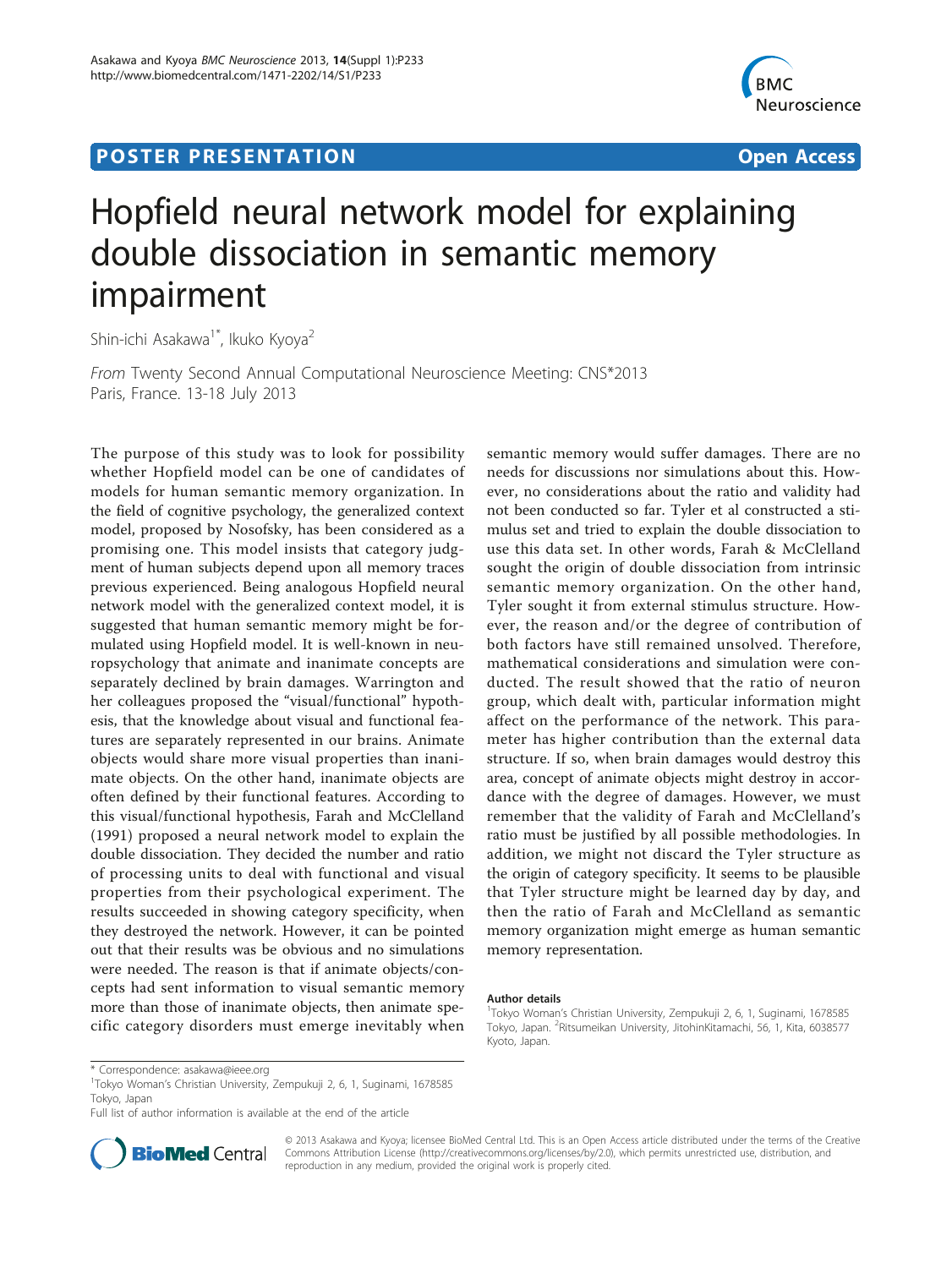POSTER PRESENTATION **Open Access**

# Hopfield neural network model for explaining double dissociation in semantic memory impairment

Shin-ichi Asakawa[1*], Ikuko Kyoya[2]

*From* Twenty Second Annual Computational Neuroscience Meeting: CNS*2013
Paris, France. 13-18 July 2013

The purpose of this study was to look for possibility whether Hopfield model can be one of candidates of models for human semantic memory organization. In the field of cognitive psychology, the generalized context model, proposed by Nosofsky, has been considered as a promising one. This model insists that category judgment of human subjects depend upon all memory traces previous experienced. Being analogous Hopfield neural network model with the generalized context model, it is suggested that human semantic memory might be formulated using Hopfield model. It is well-known in neuropsychology that animate and inanimate concepts are separately declined by brain damages. Warrington and her colleagues proposed the "visual/functional" hypothesis, that the knowledge about visual and functional features are separately represented in our brains. Animate objects would share more visual properties than inanimate objects. On the other hand, inanimate objects are often defined by their functional features. According to this visual/functional hypothesis, Farah and McClelland (1991) proposed a neural network model to explain the double dissociation. They decided the number and ratio of processing units to deal with functional and visual properties from their psychological experiment. The results succeeded in showing category specificity, when they destroyed the network. However, it can be pointed out that their results was be obvious and no simulations were needed. The reason is that if animate objects/concepts had sent information to visual semantic memory more than those of inanimate objects, then animate specific category disorders must emerge inevitably when semantic memory would suffer damages. There are no needs for discussions nor simulations about this. However, no considerations about the ratio and validity had not been conducted so far. Tyler et al constructed a stimulus set and tried to explain the double dissociation to use this data set. In other words, Farah & McClelland sought the origin of double dissociation from intrinsic semantic memory organization. On the other hand, Tyler sought it from external stimulus structure. However, the reason and/or the degree of contribution of both factors have still remained unsolved. Therefore, mathematical considerations and simulation were conducted. The result showed that the ratio of neuron group, which dealt with, particular information might affect on the performance of the network. This parameter has higher contribution than the external data structure. If so, when brain damages would destroy this area, concept of animate objects might destroy in accordance with the degree of damages. However, we must remember that the validity of Farah and McClelland's ratio must be justified by all possible methodologies. In addition, we might not discard the Tyler structure as the origin of category specificity. It seems to be plausible that Tyler structure might be learned day by day, and then the ratio of Farah and McClelland as semantic memory organization might emerge as human semantic memory representation.

**Author details**
[1]Tokyo Woman's Christian University, Zempukuji 2, 6, 1, Suginami, 1678585 Tokyo, Japan. [2]Ritsumeikan University, JitohinKitamachi, 56, 1, Kita, 6038577 Kyoto, Japan.

\* Correspondence: asakawa@ieee.org
[1]Tokyo Woman's Christian University, Zempukuji 2, 6, 1, Suginami, 1678585 Tokyo, Japan
Full list of author information is available at the end of the article

© 2013 Asakawa and Kyoya; licensee BioMed Central Ltd. This is an Open Access article distributed under the terms of the Creative Commons Attribution License (http://creativecommons.org/licenses/by/2.0), which permits unrestricted use, distribution, and reproduction in any medium, provided the original work is properly cited.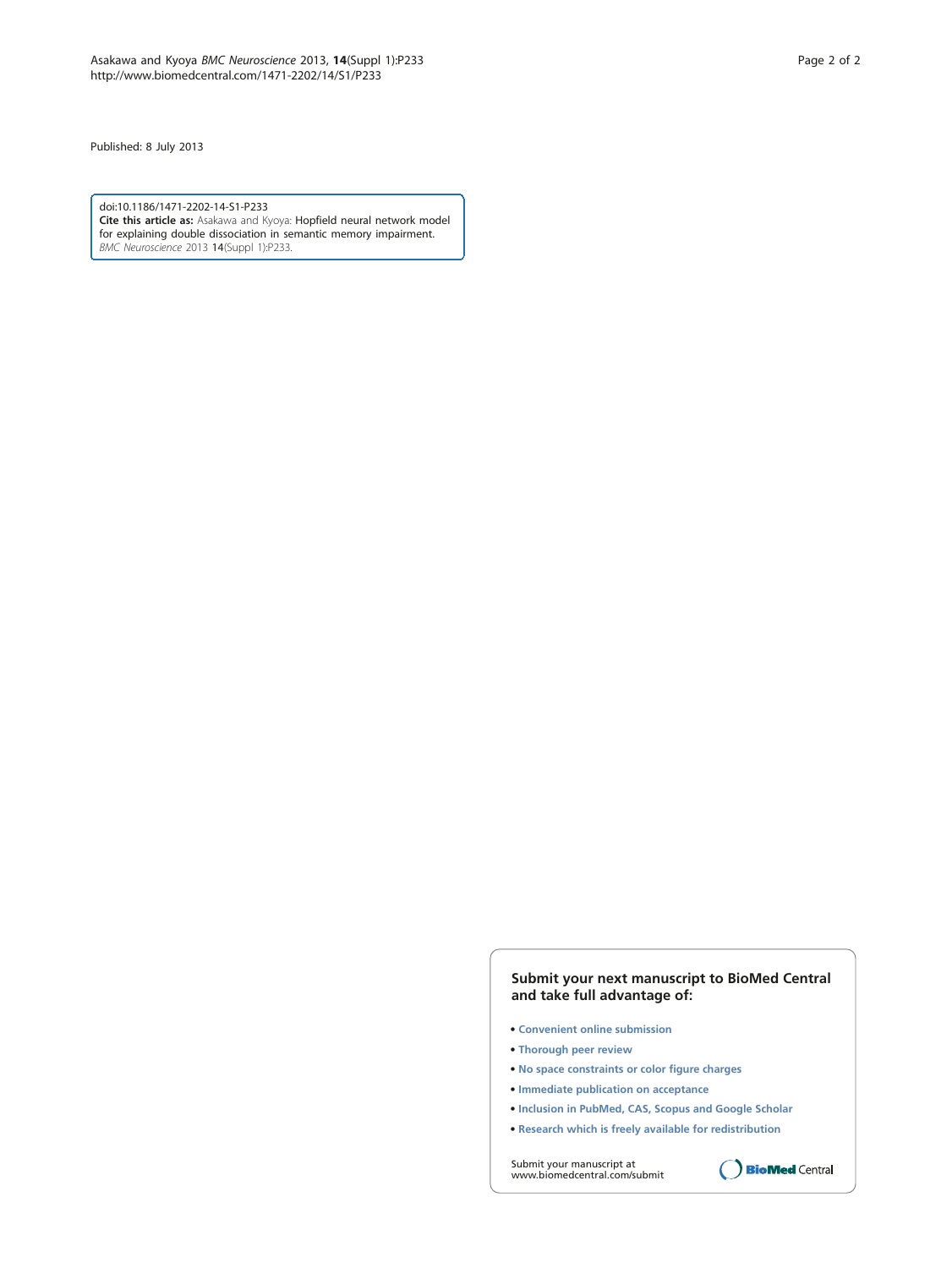Published: 8 July 2013

doi:10.1186/1471-2202-14-S1-P233
**Cite this article as:** Asakawa and Kyoya: Hopfield neural network model for explaining double dissociation in semantic memory impairment. *BMC Neuroscience* 2013 **14**(Suppl 1):P233.

**Submit your next manuscript to BioMed Central and take full advantage of:**

- **Convenient online submission**
- **Thorough peer review**
- **No space constraints or color figure charges**
- **Immediate publication on acceptance**
- **Inclusion in PubMed, CAS, Scopus and Google Scholar**
- **Research which is freely available for redistribution**

Submit your manuscript at
www.biomedcentral.com/submit

BioMed Central